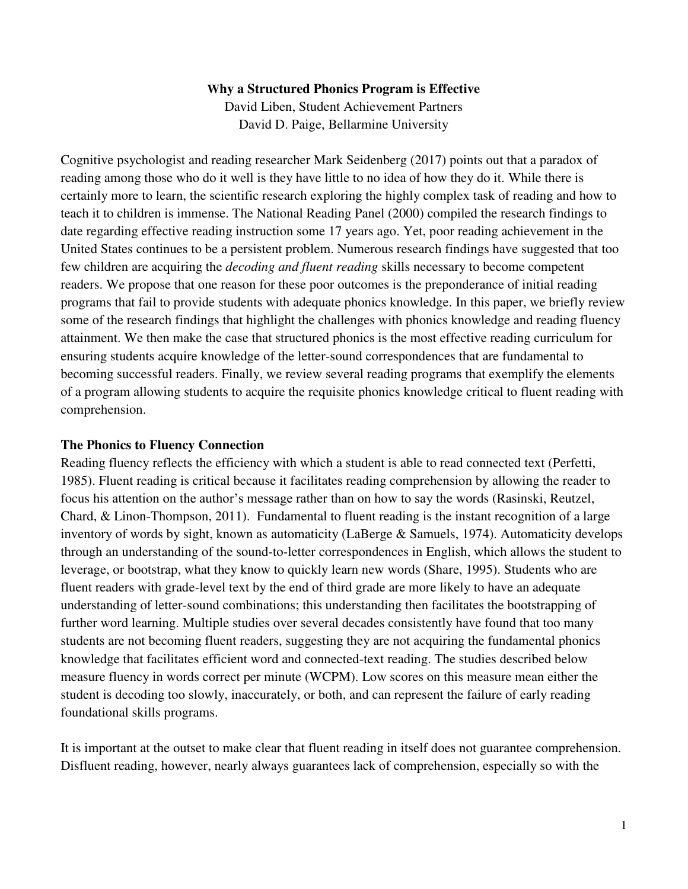# Why a Structured Phonics Program is Effective

David Liben, Student Achievement Partners
David D. Paige, Bellarmine University

Cognitive psychologist and reading researcher Mark Seidenberg (2017) points out that a paradox of reading among those who do it well is they have little to no idea of how they do it. While there is certainly more to learn, the scientific research exploring the highly complex task of reading and how to teach it to children is immense. The National Reading Panel (2000) compiled the research findings to date regarding effective reading instruction some 17 years ago. Yet, poor reading achievement in the United States continues to be a persistent problem. Numerous research findings have suggested that too few children are acquiring the *decoding and fluent reading* skills necessary to become competent readers. We propose that one reason for these poor outcomes is the preponderance of initial reading programs that fail to provide students with adequate phonics knowledge. In this paper, we briefly review some of the research findings that highlight the challenges with phonics knowledge and reading fluency attainment. We then make the case that structured phonics is the most effective reading curriculum for ensuring students acquire knowledge of the letter-sound correspondences that are fundamental to becoming successful readers. Finally, we review several reading programs that exemplify the elements of a program allowing students to acquire the requisite phonics knowledge critical to fluent reading with comprehension.

## The Phonics to Fluency Connection

Reading fluency reflects the efficiency with which a student is able to read connected text (Perfetti, 1985). Fluent reading is critical because it facilitates reading comprehension by allowing the reader to focus his attention on the author's message rather than on how to say the words (Rasinski, Reutzel, Chard, & Linon-Thompson, 2011). Fundamental to fluent reading is the instant recognition of a large inventory of words by sight, known as automaticity (LaBerge & Samuels, 1974). Automaticity develops through an understanding of the sound-to-letter correspondences in English, which allows the student to leverage, or bootstrap, what they know to quickly learn new words (Share, 1995). Students who are fluent readers with grade-level text by the end of third grade are more likely to have an adequate understanding of letter-sound combinations; this understanding then facilitates the bootstrapping of further word learning. Multiple studies over several decades consistently have found that too many students are not becoming fluent readers, suggesting they are not acquiring the fundamental phonics knowledge that facilitates efficient word and connected-text reading. The studies described below measure fluency in words correct per minute (WCPM). Low scores on this measure mean either the student is decoding too slowly, inaccurately, or both, and can represent the failure of early reading foundational skills programs.

It is important at the outset to make clear that fluent reading in itself does not guarantee comprehension. Disfluent reading, however, nearly always guarantees lack of comprehension, especially so with the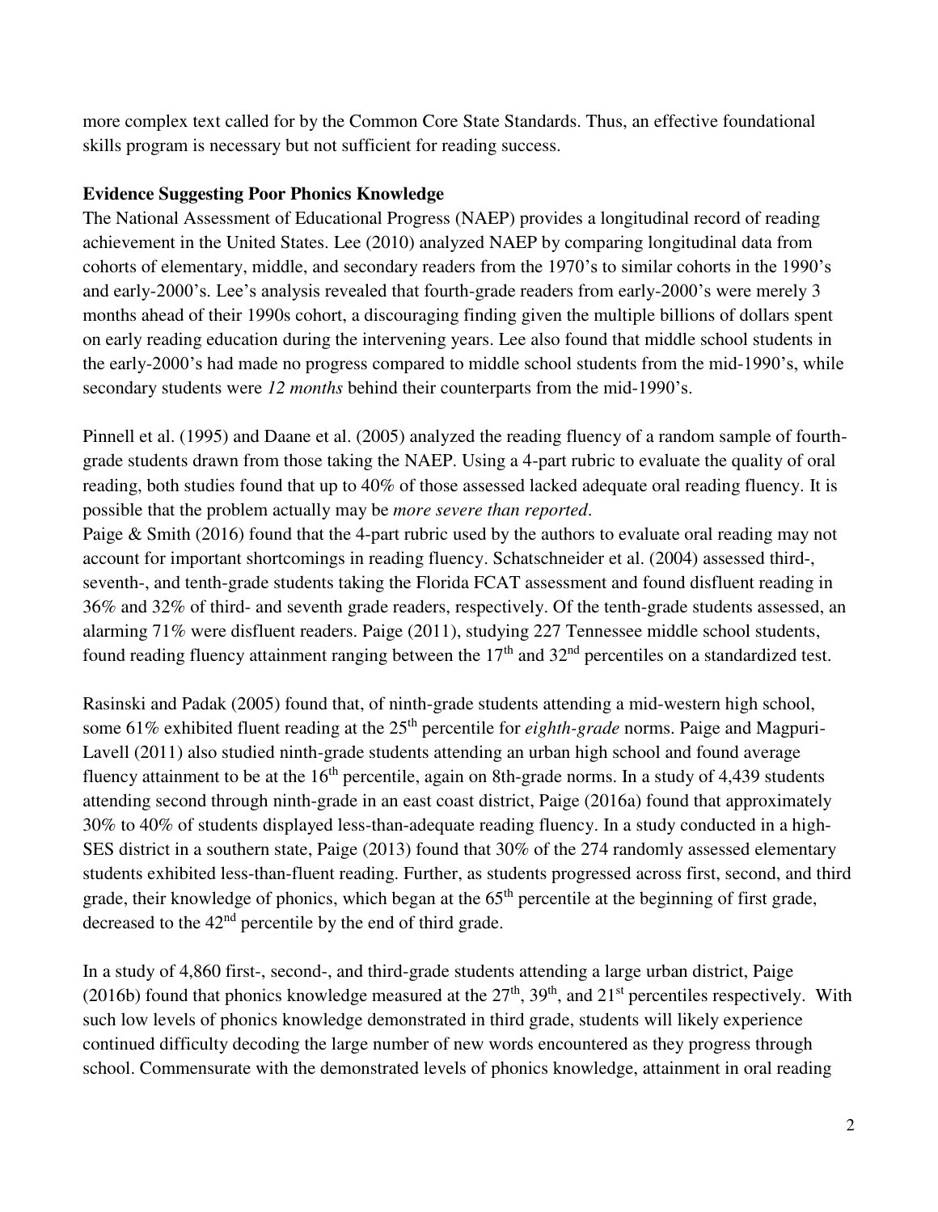more complex text called for by the Common Core State Standards. Thus, an effective foundational skills program is necessary but not sufficient for reading success.

**Evidence Suggesting Poor Phonics Knowledge**

The National Assessment of Educational Progress (NAEP) provides a longitudinal record of reading achievement in the United States. Lee (2010) analyzed NAEP by comparing longitudinal data from cohorts of elementary, middle, and secondary readers from the 1970's to similar cohorts in the 1990's and early-2000's. Lee's analysis revealed that fourth-grade readers from early-2000's were merely 3 months ahead of their 1990s cohort, a discouraging finding given the multiple billions of dollars spent on early reading education during the intervening years. Lee also found that middle school students in the early-2000's had made no progress compared to middle school students from the mid-1990's, while secondary students were *12 months* behind their counterparts from the mid-1990's.

Pinnell et al. (1995) and Daane et al. (2005) analyzed the reading fluency of a random sample of fourth-grade students drawn from those taking the NAEP. Using a 4-part rubric to evaluate the quality of oral reading, both studies found that up to 40% of those assessed lacked adequate oral reading fluency. It is possible that the problem actually may be *more severe than reported*.

Paige & Smith (2016) found that the 4-part rubric used by the authors to evaluate oral reading may not account for important shortcomings in reading fluency. Schatschneider et al. (2004) assessed third-, seventh-, and tenth-grade students taking the Florida FCAT assessment and found disfluent reading in 36% and 32% of third- and seventh grade readers, respectively. Of the tenth-grade students assessed, an alarming 71% were disfluent readers. Paige (2011), studying 227 Tennessee middle school students, found reading fluency attainment ranging between the 17th and 32nd percentiles on a standardized test.

Rasinski and Padak (2005) found that, of ninth-grade students attending a mid-western high school, some 61% exhibited fluent reading at the 25th percentile for *eighth-grade* norms. Paige and Magpuri-Lavell (2011) also studied ninth-grade students attending an urban high school and found average fluency attainment to be at the 16th percentile, again on 8th-grade norms. In a study of 4,439 students attending second through ninth-grade in an east coast district, Paige (2016a) found that approximately 30% to 40% of students displayed less-than-adequate reading fluency. In a study conducted in a high-SES district in a southern state, Paige (2013) found that 30% of the 274 randomly assessed elementary students exhibited less-than-fluent reading. Further, as students progressed across first, second, and third grade, their knowledge of phonics, which began at the 65th percentile at the beginning of first grade, decreased to the 42nd percentile by the end of third grade.

In a study of 4,860 first-, second-, and third-grade students attending a large urban district, Paige (2016b) found that phonics knowledge measured at the 27th, 39th, and 21st percentiles respectively. With such low levels of phonics knowledge demonstrated in third grade, students will likely experience continued difficulty decoding the large number of new words encountered as they progress through school. Commensurate with the demonstrated levels of phonics knowledge, attainment in oral reading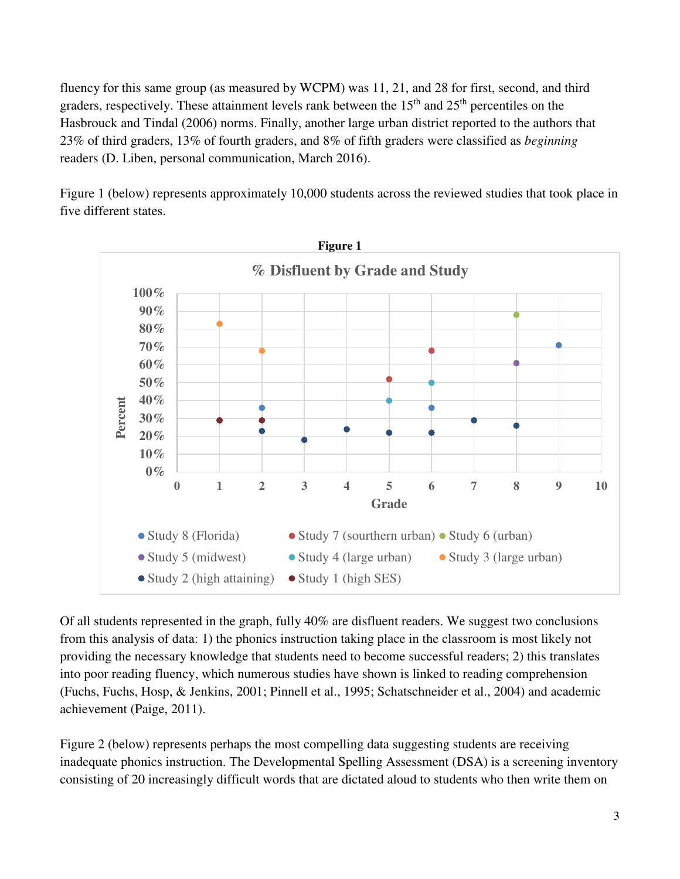fluency for this same group (as measured by WCPM) was 11, 21, and 28 for first, second, and third graders, respectively. These attainment levels rank between the 15th and 25th percentiles on the Hasbrouck and Tindal (2006) norms. Finally, another large urban district reported to the authors that 23% of third graders, 13% of fourth graders, and 8% of fifth graders were classified as *beginning* readers (D. Liben, personal communication, March 2016).

Figure 1 (below) represents approximately 10,000 students across the reviewed studies that took place in five different states.

**Figure 1**

Of all students represented in the graph, fully 40% are disfluent readers. We suggest two conclusions from this analysis of data: 1) the phonics instruction taking place in the classroom is most likely not providing the necessary knowledge that students need to become successful readers; 2) this translates into poor reading fluency, which numerous studies have shown is linked to reading comprehension (Fuchs, Fuchs, Hosp, & Jenkins, 2001; Pinnell et al., 1995; Schatschneider et al., 2004) and academic achievement (Paige, 2011).

Figure 2 (below) represents perhaps the most compelling data suggesting students are receiving inadequate phonics instruction. The Developmental Spelling Assessment (DSA) is a screening inventory consisting of 20 increasingly difficult words that are dictated aloud to students who then write them on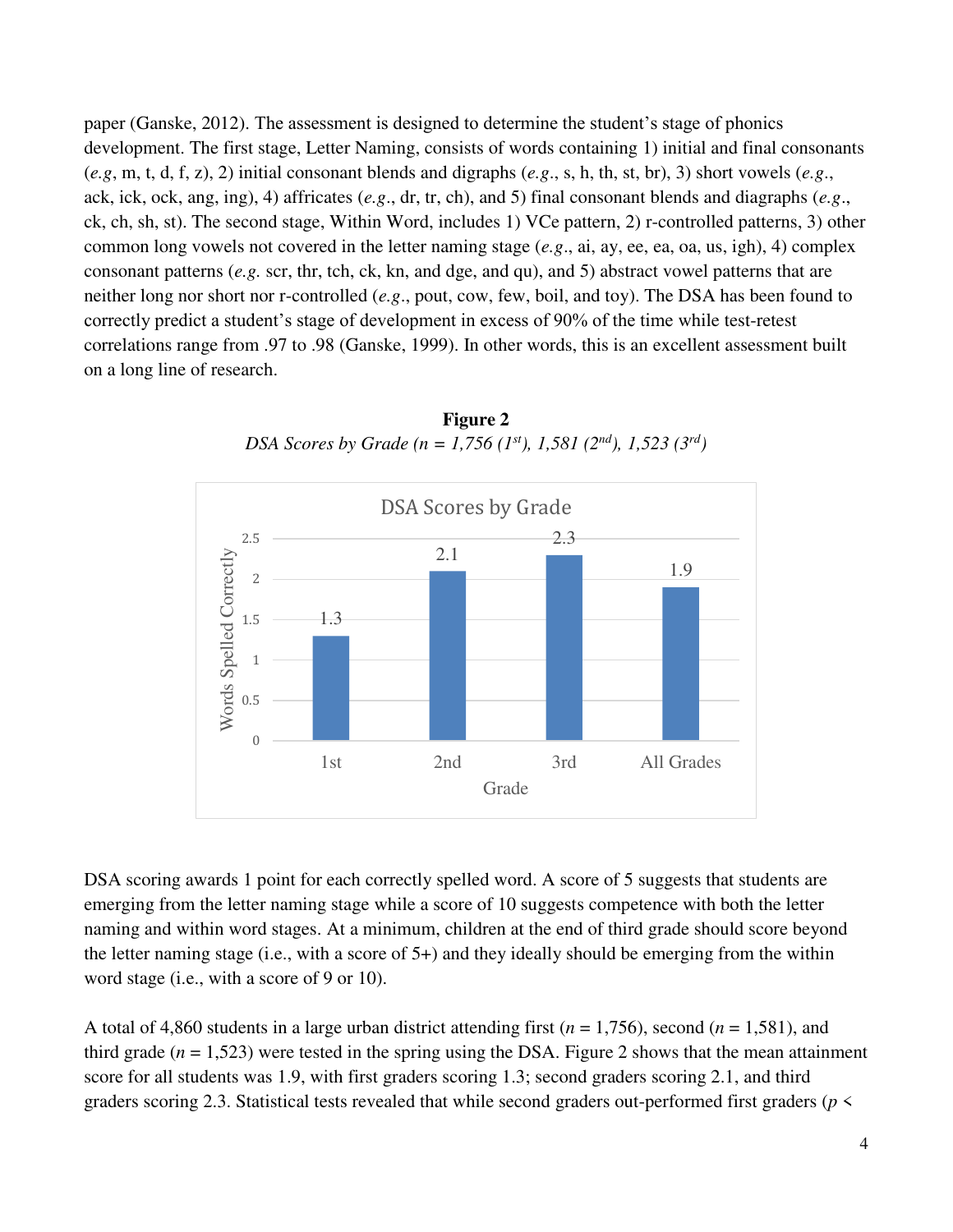paper (Ganske, 2012). The assessment is designed to determine the student's stage of phonics development. The first stage, Letter Naming, consists of words containing 1) initial and final consonants (*e.g*, m, t, d, f, z), 2) initial consonant blends and digraphs (*e.g*., s, h, th, st, br), 3) short vowels (*e.g*., ack, ick, ock, ang, ing), 4) affricates (*e.g*., dr, tr, ch), and 5) final consonant blends and diagraphs (*e.g*., ck, ch, sh, st). The second stage, Within Word, includes 1) VCe pattern, 2) r-controlled patterns, 3) other common long vowels not covered in the letter naming stage (*e.g*., ai, ay, ee, ea, oa, us, igh), 4) complex consonant patterns (*e.g.* scr, thr, tch, ck, kn, and dge, and qu), and 5) abstract vowel patterns that are neither long nor short nor r-controlled (*e.g*., pout, cow, few, boil, and toy). The DSA has been found to correctly predict a student's stage of development in excess of 90% of the time while test-retest correlations range from .97 to .98 (Ganske, 1999). In other words, this is an excellent assessment built on a long line of research.

**Figure 2**

*DSA Scores by Grade (n = 1,756 (1st), 1,581 (2nd), 1,523 (3rd)*

DSA Scores by Grade

| Grade | Words Spelled Correctly |
|---|---|
| 1st | 1.3 |
| 2nd | 2.1 |
| 3rd | 2.3 |
| All Grades | 1.9 |

DSA scoring awards 1 point for each correctly spelled word. A score of 5 suggests that students are emerging from the letter naming stage while a score of 10 suggests competence with both the letter naming and within word stages. At a minimum, children at the end of third grade should score beyond the letter naming stage (i.e., with a score of 5+) and they ideally should be emerging from the within word stage (i.e., with a score of 9 or 10).

A total of 4,860 students in a large urban district attending first ($n$ = 1,756), second ($n$ = 1,581), and third grade ($n$ = 1,523) were tested in the spring using the DSA. Figure 2 shows that the mean attainment score for all students was 1.9, with first graders scoring 1.3; second graders scoring 2.1, and third graders scoring 2.3. Statistical tests revealed that while second graders out-performed first graders ($p$ <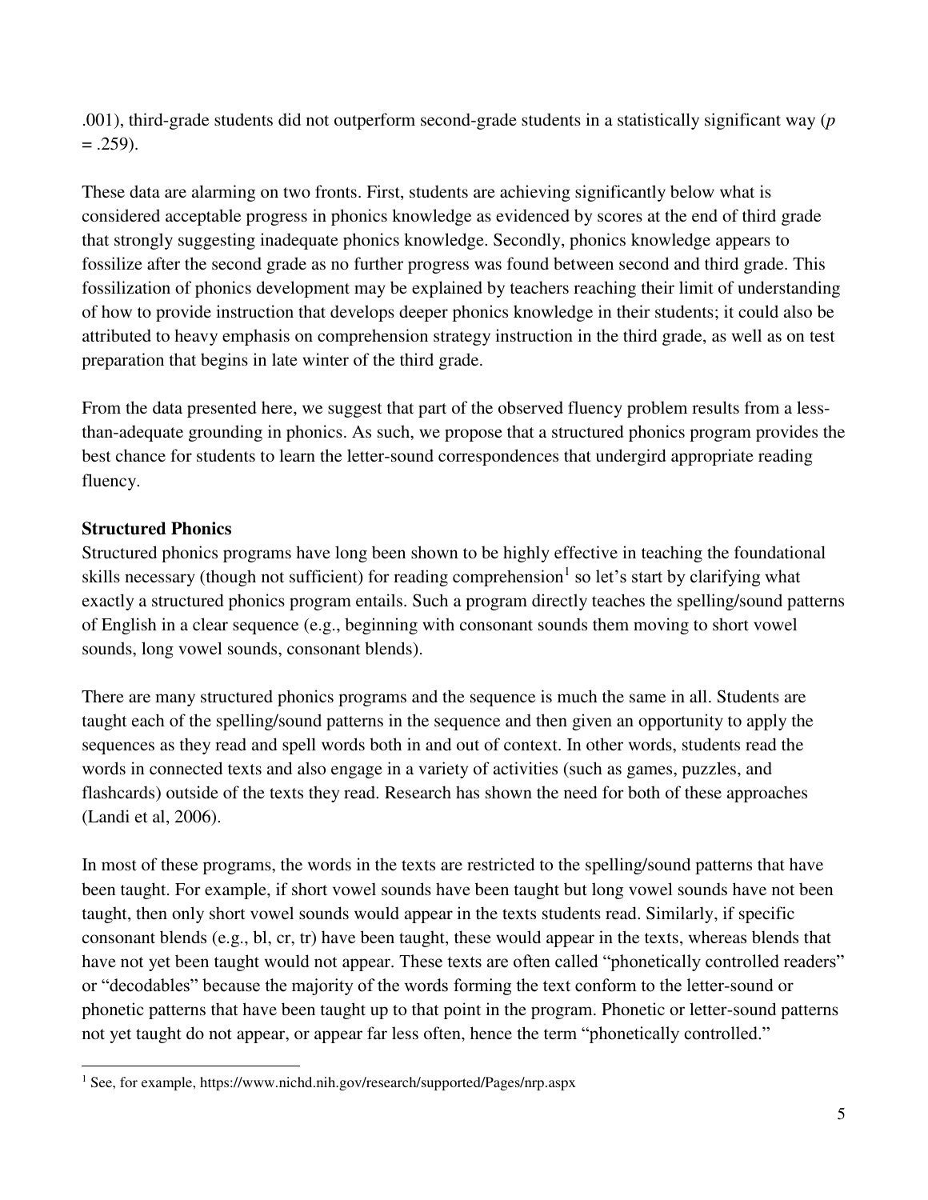.001), third-grade students did not outperform second-grade students in a statistically significant way ($p = .259$).

These data are alarming on two fronts. First, students are achieving significantly below what is considered acceptable progress in phonics knowledge as evidenced by scores at the end of third grade that strongly suggesting inadequate phonics knowledge. Secondly, phonics knowledge appears to fossilize after the second grade as no further progress was found between second and third grade. This fossilization of phonics development may be explained by teachers reaching their limit of understanding of how to provide instruction that develops deeper phonics knowledge in their students; it could also be attributed to heavy emphasis on comprehension strategy instruction in the third grade, as well as on test preparation that begins in late winter of the third grade.

From the data presented here, we suggest that part of the observed fluency problem results from a less-than-adequate grounding in phonics. As such, we propose that a structured phonics program provides the best chance for students to learn the letter-sound correspondences that undergird appropriate reading fluency.

**Structured Phonics**

Structured phonics programs have long been shown to be highly effective in teaching the foundational skills necessary (though not sufficient) for reading comprehension[1] so let's start by clarifying what exactly a structured phonics program entails. Such a program directly teaches the spelling/sound patterns of English in a clear sequence (e.g., beginning with consonant sounds them moving to short vowel sounds, long vowel sounds, consonant blends).

There are many structured phonics programs and the sequence is much the same in all. Students are taught each of the spelling/sound patterns in the sequence and then given an opportunity to apply the sequences as they read and spell words both in and out of context. In other words, students read the words in connected texts and also engage in a variety of activities (such as games, puzzles, and flashcards) outside of the texts they read. Research has shown the need for both of these approaches (Landi et al, 2006).

In most of these programs, the words in the texts are restricted to the spelling/sound patterns that have been taught. For example, if short vowel sounds have been taught but long vowel sounds have not been taught, then only short vowel sounds would appear in the texts students read. Similarly, if specific consonant blends (e.g., bl, cr, tr) have been taught, these would appear in the texts, whereas blends that have not yet been taught would not appear. These texts are often called "phonetically controlled readers" or "decodables" because the majority of the words forming the text conform to the letter-sound or phonetic patterns that have been taught up to that point in the program. Phonetic or letter-sound patterns not yet taught do not appear, or appear far less often, hence the term "phonetically controlled."

[1] See, for example, https://www.nichd.nih.gov/research/supported/Pages/nrp.aspx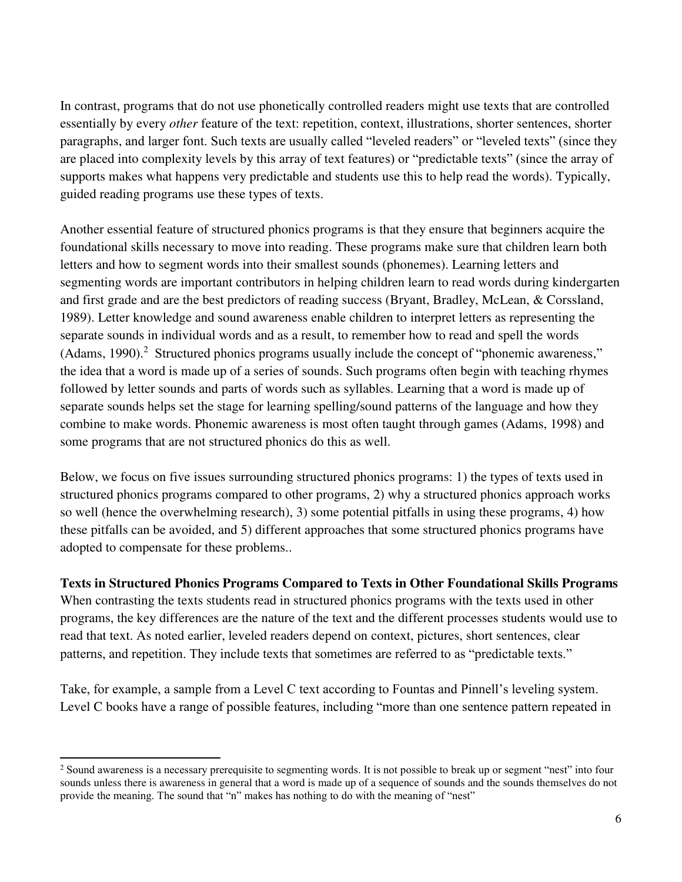In contrast, programs that do not use phonetically controlled readers might use texts that are controlled essentially by every *other* feature of the text: repetition, context, illustrations, shorter sentences, shorter paragraphs, and larger font. Such texts are usually called "leveled readers" or "leveled texts" (since they are placed into complexity levels by this array of text features) or "predictable texts" (since the array of supports makes what happens very predictable and students use this to help read the words). Typically, guided reading programs use these types of texts.

Another essential feature of structured phonics programs is that they ensure that beginners acquire the foundational skills necessary to move into reading. These programs make sure that children learn both letters and how to segment words into their smallest sounds (phonemes). Learning letters and segmenting words are important contributors in helping children learn to read words during kindergarten and first grade and are the best predictors of reading success (Bryant, Bradley, McLean, & Corssland, 1989). Letter knowledge and sound awareness enable children to interpret letters as representing the separate sounds in individual words and as a result, to remember how to read and spell the words (Adams, 1990).[2] Structured phonics programs usually include the concept of "phonemic awareness," the idea that a word is made up of a series of sounds. Such programs often begin with teaching rhymes followed by letter sounds and parts of words such as syllables. Learning that a word is made up of separate sounds helps set the stage for learning spelling/sound patterns of the language and how they combine to make words. Phonemic awareness is most often taught through games (Adams, 1998) and some programs that are not structured phonics do this as well.

Below, we focus on five issues surrounding structured phonics programs: 1) the types of texts used in structured phonics programs compared to other programs, 2) why a structured phonics approach works so well (hence the overwhelming research), 3) some potential pitfalls in using these programs, 4) how these pitfalls can be avoided, and 5) different approaches that some structured phonics programs have adopted to compensate for these problems..

**Texts in Structured Phonics Programs Compared to Texts in Other Foundational Skills Programs**

When contrasting the texts students read in structured phonics programs with the texts used in other programs, the key differences are the nature of the text and the different processes students would use to read that text. As noted earlier, leveled readers depend on context, pictures, short sentences, clear patterns, and repetition. They include texts that sometimes are referred to as "predictable texts."

Take, for example, a sample from a Level C text according to Fountas and Pinnell's leveling system. Level C books have a range of possible features, including "more than one sentence pattern repeated in

---

[2] Sound awareness is a necessary prerequisite to segmenting words. It is not possible to break up or segment "nest" into four sounds unless there is awareness in general that a word is made up of a sequence of sounds and the sounds themselves do not provide the meaning. The sound that "n" makes has nothing to do with the meaning of "nest"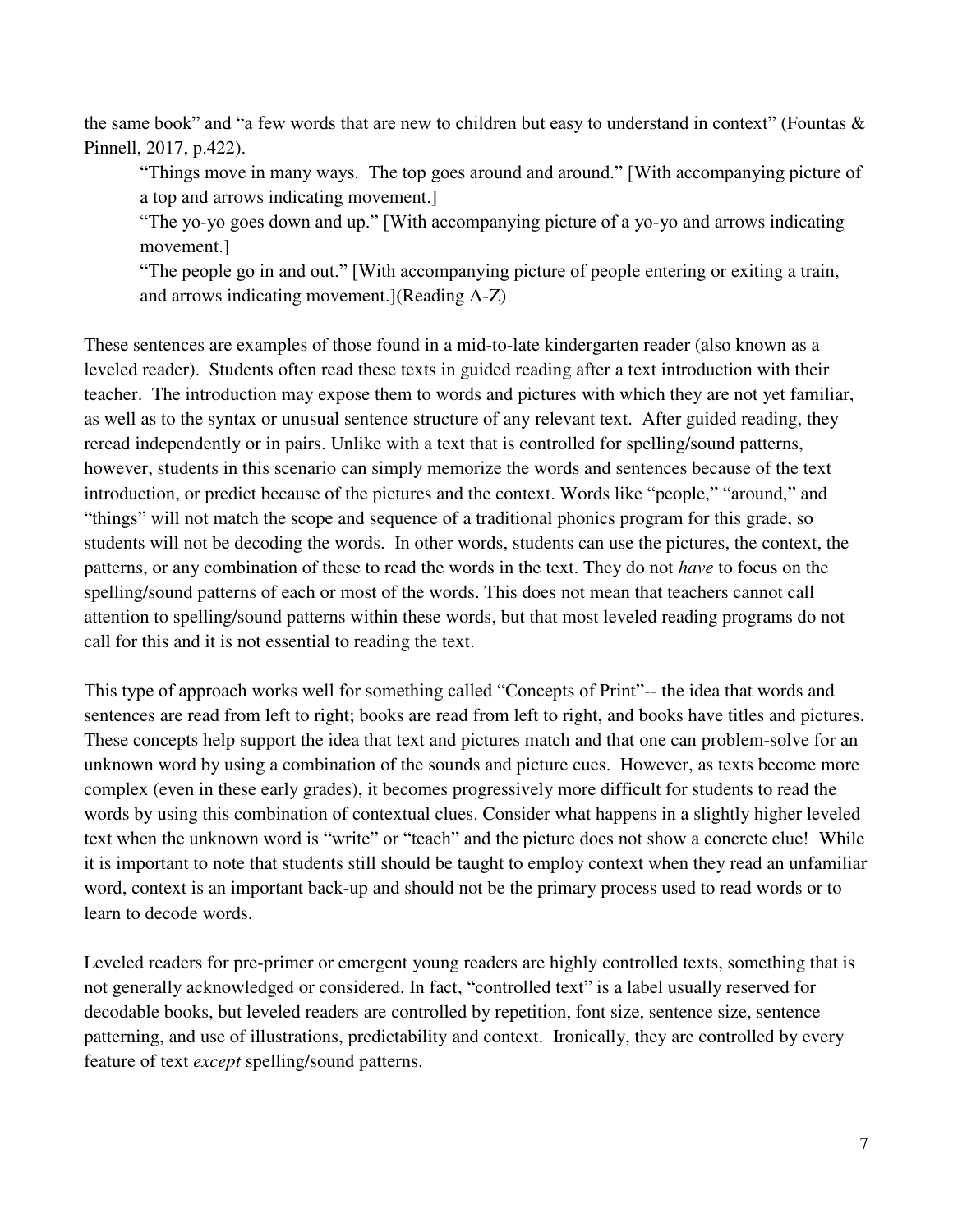the same book" and "a few words that are new to children but easy to understand in context" (Fountas & Pinnell, 2017, p.422).

> "Things move in many ways. The top goes around and around." [With accompanying picture of a top and arrows indicating movement.]
>
> "The yo-yo goes down and up." [With accompanying picture of a yo-yo and arrows indicating movement.]
>
> "The people go in and out." [With accompanying picture of people entering or exiting a train, and arrows indicating movement.](Reading A-Z)

These sentences are examples of those found in a mid-to-late kindergarten reader (also known as a leveled reader). Students often read these texts in guided reading after a text introduction with their teacher. The introduction may expose them to words and pictures with which they are not yet familiar, as well as to the syntax or unusual sentence structure of any relevant text. After guided reading, they reread independently or in pairs. Unlike with a text that is controlled for spelling/sound patterns, however, students in this scenario can simply memorize the words and sentences because of the text introduction, or predict because of the pictures and the context. Words like "people," "around," and "things" will not match the scope and sequence of a traditional phonics program for this grade, so students will not be decoding the words. In other words, students can use the pictures, the context, the patterns, or any combination of these to read the words in the text. They do not *have* to focus on the spelling/sound patterns of each or most of the words. This does not mean that teachers cannot call attention to spelling/sound patterns within these words, but that most leveled reading programs do not call for this and it is not essential to reading the text.

This type of approach works well for something called "Concepts of Print"-- the idea that words and sentences are read from left to right; books are read from left to right, and books have titles and pictures. These concepts help support the idea that text and pictures match and that one can problem-solve for an unknown word by using a combination of the sounds and picture cues. However, as texts become more complex (even in these early grades), it becomes progressively more difficult for students to read the words by using this combination of contextual clues. Consider what happens in a slightly higher leveled text when the unknown word is "write" or "teach" and the picture does not show a concrete clue! While it is important to note that students still should be taught to employ context when they read an unfamiliar word, context is an important back-up and should not be the primary process used to read words or to learn to decode words.

Leveled readers for pre-primer or emergent young readers are highly controlled texts, something that is not generally acknowledged or considered. In fact, "controlled text" is a label usually reserved for decodable books, but leveled readers are controlled by repetition, font size, sentence size, sentence patterning, and use of illustrations, predictability and context. Ironically, they are controlled by every feature of text *except* spelling/sound patterns.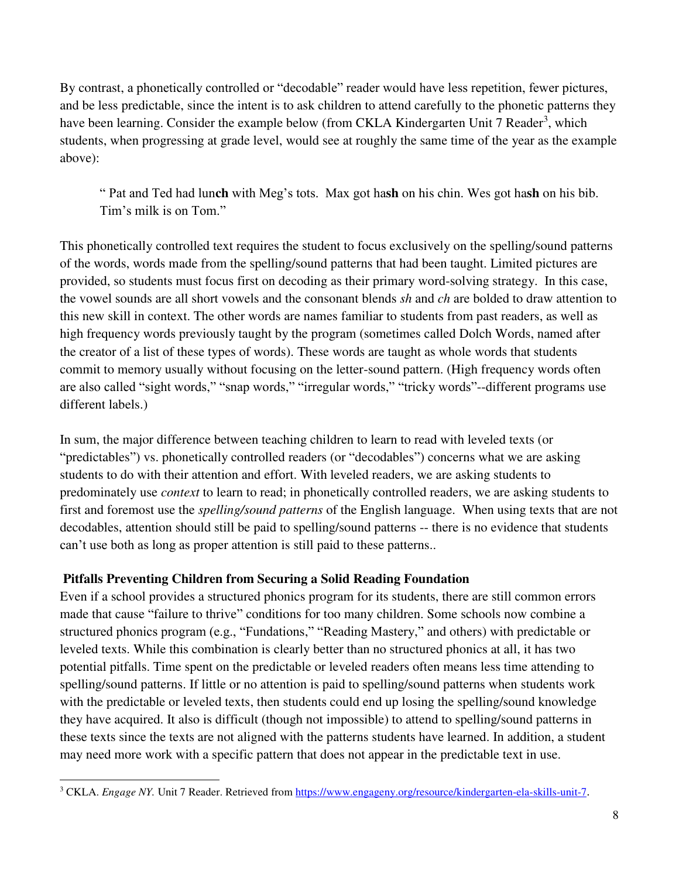By contrast, a phonetically controlled or "decodable" reader would have less repetition, fewer pictures, and be less predictable, since the intent is to ask children to attend carefully to the phonetic patterns they have been learning. Consider the example below (from CKLA Kindergarten Unit 7 Reader[3], which students, when progressing at grade level, would see at roughly the same time of the year as the example above):

> " Pat and Ted had lun**ch** with Meg's tots. Max got ha**sh** on his chin. Wes got ha**sh** on his bib. Tim's milk is on Tom."

This phonetically controlled text requires the student to focus exclusively on the spelling/sound patterns of the words, words made from the spelling/sound patterns that had been taught. Limited pictures are provided, so students must focus first on decoding as their primary word-solving strategy. In this case, the vowel sounds are all short vowels and the consonant blends *sh* and *ch* are bolded to draw attention to this new skill in context. The other words are names familiar to students from past readers, as well as high frequency words previously taught by the program (sometimes called Dolch Words, named after the creator of a list of these types of words). These words are taught as whole words that students commit to memory usually without focusing on the letter-sound pattern. (High frequency words often are also called "sight words," "snap words," "irregular words," "tricky words"--different programs use different labels.)

In sum, the major difference between teaching children to learn to read with leveled texts (or "predictables") vs. phonetically controlled readers (or "decodables") concerns what we are asking students to do with their attention and effort. With leveled readers, we are asking students to predominately use *context* to learn to read; in phonetically controlled readers, we are asking students to first and foremost use the *spelling/sound patterns* of the English language. When using texts that are not decodables, attention should still be paid to spelling/sound patterns -- there is no evidence that students can't use both as long as proper attention is still paid to these patterns..

## Pitfalls Preventing Children from Securing a Solid Reading Foundation

Even if a school provides a structured phonics program for its students, there are still common errors made that cause "failure to thrive" conditions for too many children. Some schools now combine a structured phonics program (e.g., "Fundations," "Reading Mastery," and others) with predictable or leveled texts. While this combination is clearly better than no structured phonics at all, it has two potential pitfalls. Time spent on the predictable or leveled readers often means less time attending to spelling/sound patterns. If little or no attention is paid to spelling/sound patterns when students work with the predictable or leveled texts, then students could end up losing the spelling/sound knowledge they have acquired. It also is difficult (though not impossible) to attend to spelling/sound patterns in these texts since the texts are not aligned with the patterns students have learned. In addition, a student may need more work with a specific pattern that does not appear in the predictable text in use.

---

[3] CKLA. *Engage NY.* Unit 7 Reader. Retrieved from https://www.engageny.org/resource/kindergarten-ela-skills-unit-7.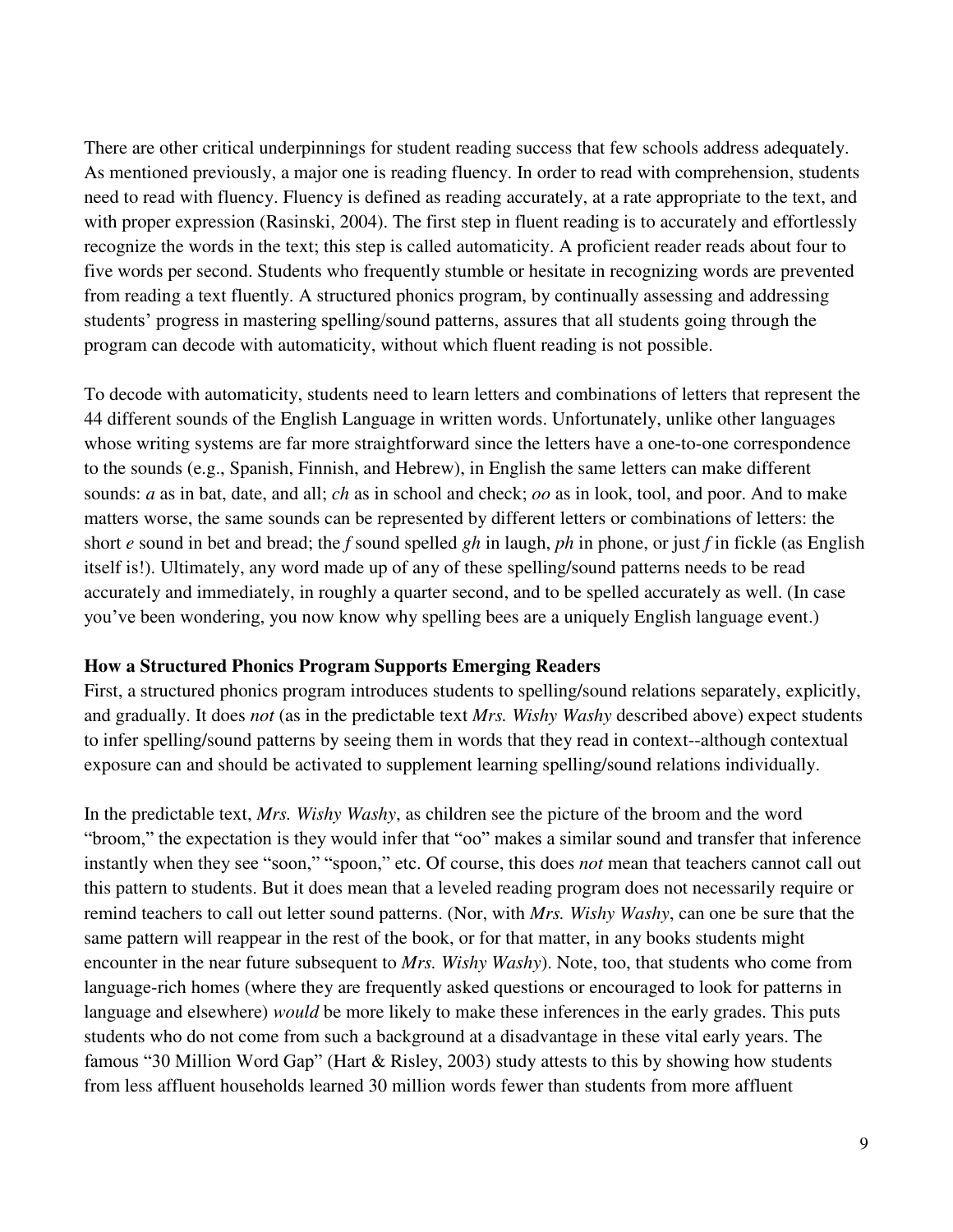There are other critical underpinnings for student reading success that few schools address adequately. As mentioned previously, a major one is reading fluency. In order to read with comprehension, students need to read with fluency. Fluency is defined as reading accurately, at a rate appropriate to the text, and with proper expression (Rasinski, 2004). The first step in fluent reading is to accurately and effortlessly recognize the words in the text; this step is called automaticity. A proficient reader reads about four to five words per second. Students who frequently stumble or hesitate in recognizing words are prevented from reading a text fluently. A structured phonics program, by continually assessing and addressing students' progress in mastering spelling/sound patterns, assures that all students going through the program can decode with automaticity, without which fluent reading is not possible.

To decode with automaticity, students need to learn letters and combinations of letters that represent the 44 different sounds of the English Language in written words. Unfortunately, unlike other languages whose writing systems are far more straightforward since the letters have a one-to-one correspondence to the sounds (e.g., Spanish, Finnish, and Hebrew), in English the same letters can make different sounds: *a* as in bat, date, and all; *ch* as in school and check; *oo* as in look, tool, and poor. And to make matters worse, the same sounds can be represented by different letters or combinations of letters: the short *e* sound in bet and bread; the *f* sound spelled *gh* in laugh, *ph* in phone, or just *f* in fickle (as English itself is!). Ultimately, any word made up of any of these spelling/sound patterns needs to be read accurately and immediately, in roughly a quarter second, and to be spelled accurately as well. (In case you've been wondering, you now know why spelling bees are a uniquely English language event.)

**How a Structured Phonics Program Supports Emerging Readers**

First, a structured phonics program introduces students to spelling/sound relations separately, explicitly, and gradually. It does *not* (as in the predictable text *Mrs. Wishy Washy* described above) expect students to infer spelling/sound patterns by seeing them in words that they read in context--although contextual exposure can and should be activated to supplement learning spelling/sound relations individually.

In the predictable text, *Mrs. Wishy Washy*, as children see the picture of the broom and the word "broom," the expectation is they would infer that "oo" makes a similar sound and transfer that inference instantly when they see "soon," "spoon," etc. Of course, this does *not* mean that teachers cannot call out this pattern to students. But it does mean that a leveled reading program does not necessarily require or remind teachers to call out letter sound patterns. (Nor, with *Mrs. Wishy Washy*, can one be sure that the same pattern will reappear in the rest of the book, or for that matter, in any books students might encounter in the near future subsequent to *Mrs. Wishy Washy*). Note, too, that students who come from language-rich homes (where they are frequently asked questions or encouraged to look for patterns in language and elsewhere) *would* be more likely to make these inferences in the early grades. This puts students who do not come from such a background at a disadvantage in these vital early years. The famous "30 Million Word Gap" (Hart & Risley, 2003) study attests to this by showing how students from less affluent households learned 30 million words fewer than students from more affluent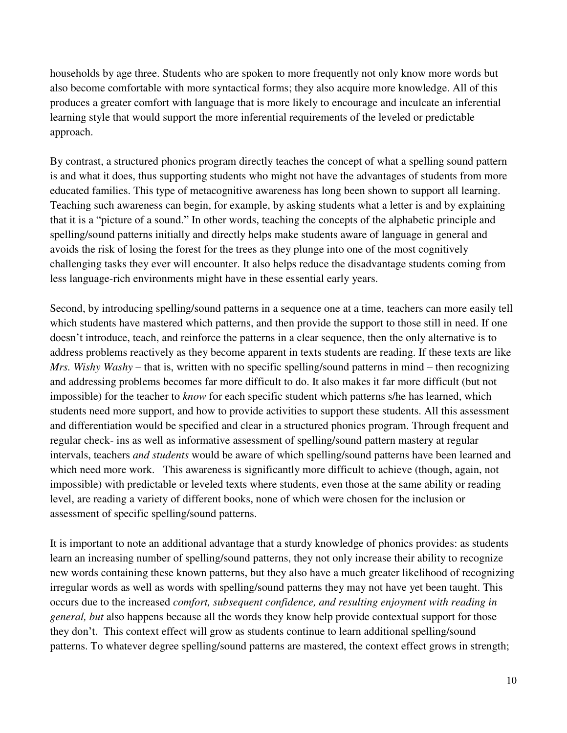households by age three. Students who are spoken to more frequently not only know more words but also become comfortable with more syntactical forms; they also acquire more knowledge. All of this produces a greater comfort with language that is more likely to encourage and inculcate an inferential learning style that would support the more inferential requirements of the leveled or predictable approach.

By contrast, a structured phonics program directly teaches the concept of what a spelling sound pattern is and what it does, thus supporting students who might not have the advantages of students from more educated families. This type of metacognitive awareness has long been shown to support all learning. Teaching such awareness can begin, for example, by asking students what a letter is and by explaining that it is a "picture of a sound." In other words, teaching the concepts of the alphabetic principle and spelling/sound patterns initially and directly helps make students aware of language in general and avoids the risk of losing the forest for the trees as they plunge into one of the most cognitively challenging tasks they ever will encounter. It also helps reduce the disadvantage students coming from less language-rich environments might have in these essential early years.

Second, by introducing spelling/sound patterns in a sequence one at a time, teachers can more easily tell which students have mastered which patterns, and then provide the support to those still in need. If one doesn't introduce, teach, and reinforce the patterns in a clear sequence, then the only alternative is to address problems reactively as they become apparent in texts students are reading. If these texts are like *Mrs. Wishy Washy* – that is, written with no specific spelling/sound patterns in mind – then recognizing and addressing problems becomes far more difficult to do. It also makes it far more difficult (but not impossible) for the teacher to *know* for each specific student which patterns s/he has learned, which students need more support, and how to provide activities to support these students. All this assessment and differentiation would be specified and clear in a structured phonics program. Through frequent and regular check- ins as well as informative assessment of spelling/sound pattern mastery at regular intervals, teachers *and students* would be aware of which spelling/sound patterns have been learned and which need more work. This awareness is significantly more difficult to achieve (though, again, not impossible) with predictable or leveled texts where students, even those at the same ability or reading level, are reading a variety of different books, none of which were chosen for the inclusion or assessment of specific spelling/sound patterns.

It is important to note an additional advantage that a sturdy knowledge of phonics provides: as students learn an increasing number of spelling/sound patterns, they not only increase their ability to recognize new words containing these known patterns, but they also have a much greater likelihood of recognizing irregular words as well as words with spelling/sound patterns they may not have yet been taught. This occurs due to the increased *comfort, subsequent confidence, and resulting enjoyment with reading in general, but* also happens because all the words they know help provide contextual support for those they don't. This context effect will grow as students continue to learn additional spelling/sound patterns. To whatever degree spelling/sound patterns are mastered, the context effect grows in strength;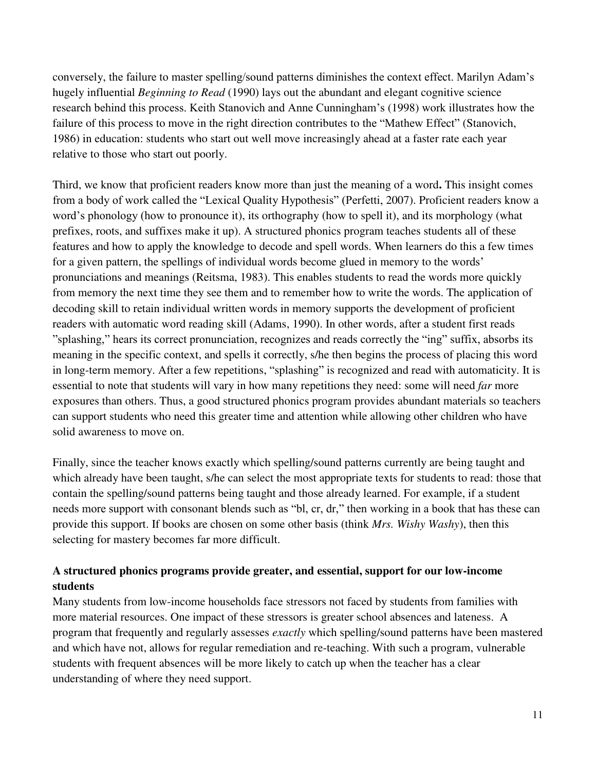conversely, the failure to master spelling/sound patterns diminishes the context effect. Marilyn Adam's hugely influential *Beginning to Read* (1990) lays out the abundant and elegant cognitive science research behind this process. Keith Stanovich and Anne Cunningham's (1998) work illustrates how the failure of this process to move in the right direction contributes to the "Mathew Effect" (Stanovich, 1986) in education: students who start out well move increasingly ahead at a faster rate each year relative to those who start out poorly.

Third, we know that proficient readers know more than just the meaning of a word**.** This insight comes from a body of work called the "Lexical Quality Hypothesis" (Perfetti, 2007). Proficient readers know a word's phonology (how to pronounce it), its orthography (how to spell it), and its morphology (what prefixes, roots, and suffixes make it up). A structured phonics program teaches students all of these features and how to apply the knowledge to decode and spell words. When learners do this a few times for a given pattern, the spellings of individual words become glued in memory to the words' pronunciations and meanings (Reitsma, 1983). This enables students to read the words more quickly from memory the next time they see them and to remember how to write the words. The application of decoding skill to retain individual written words in memory supports the development of proficient readers with automatic word reading skill (Adams, 1990). In other words, after a student first reads "splashing," hears its correct pronunciation, recognizes and reads correctly the "ing" suffix, absorbs its meaning in the specific context, and spells it correctly, s/he then begins the process of placing this word in long-term memory. After a few repetitions, "splashing" is recognized and read with automaticity. It is essential to note that students will vary in how many repetitions they need: some will need *far* more exposures than others. Thus, a good structured phonics program provides abundant materials so teachers can support students who need this greater time and attention while allowing other children who have solid awareness to move on.

Finally, since the teacher knows exactly which spelling/sound patterns currently are being taught and which already have been taught, s/he can select the most appropriate texts for students to read: those that contain the spelling/sound patterns being taught and those already learned. For example, if a student needs more support with consonant blends such as "bl, cr, dr," then working in a book that has these can provide this support. If books are chosen on some other basis (think *Mrs. Wishy Washy*), then this selecting for mastery becomes far more difficult.

**A structured phonics programs provide greater, and essential, support for our low-income students**

Many students from low-income households face stressors not faced by students from families with more material resources. One impact of these stressors is greater school absences and lateness. A program that frequently and regularly assesses *exactly* which spelling/sound patterns have been mastered and which have not, allows for regular remediation and re-teaching. With such a program, vulnerable students with frequent absences will be more likely to catch up when the teacher has a clear understanding of where they need support.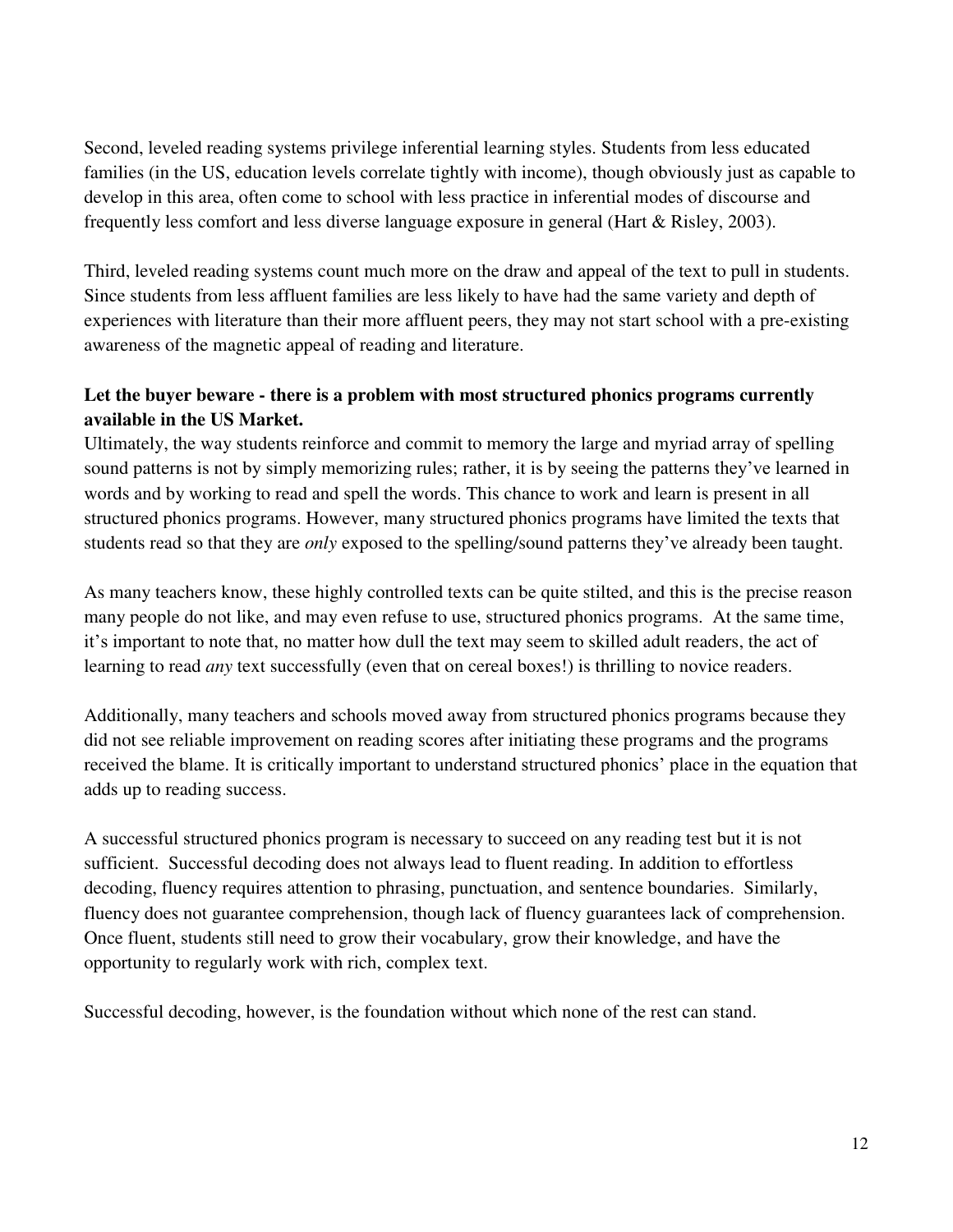Second, leveled reading systems privilege inferential learning styles. Students from less educated families (in the US, education levels correlate tightly with income), though obviously just as capable to develop in this area, often come to school with less practice in inferential modes of discourse and frequently less comfort and less diverse language exposure in general (Hart & Risley, 2003).

Third, leveled reading systems count much more on the draw and appeal of the text to pull in students. Since students from less affluent families are less likely to have had the same variety and depth of experiences with literature than their more affluent peers, they may not start school with a pre-existing awareness of the magnetic appeal of reading and literature.

**Let the buyer beware - there is a problem with most structured phonics programs currently available in the US Market.**

Ultimately, the way students reinforce and commit to memory the large and myriad array of spelling sound patterns is not by simply memorizing rules; rather, it is by seeing the patterns they've learned in words and by working to read and spell the words. This chance to work and learn is present in all structured phonics programs. However, many structured phonics programs have limited the texts that students read so that they are *only* exposed to the spelling/sound patterns they've already been taught.

As many teachers know, these highly controlled texts can be quite stilted, and this is the precise reason many people do not like, and may even refuse to use, structured phonics programs. At the same time, it's important to note that, no matter how dull the text may seem to skilled adult readers, the act of learning to read *any* text successfully (even that on cereal boxes!) is thrilling to novice readers.

Additionally, many teachers and schools moved away from structured phonics programs because they did not see reliable improvement on reading scores after initiating these programs and the programs received the blame. It is critically important to understand structured phonics' place in the equation that adds up to reading success.

A successful structured phonics program is necessary to succeed on any reading test but it is not sufficient. Successful decoding does not always lead to fluent reading. In addition to effortless decoding, fluency requires attention to phrasing, punctuation, and sentence boundaries. Similarly, fluency does not guarantee comprehension, though lack of fluency guarantees lack of comprehension. Once fluent, students still need to grow their vocabulary, grow their knowledge, and have the opportunity to regularly work with rich, complex text.

Successful decoding, however, is the foundation without which none of the rest can stand.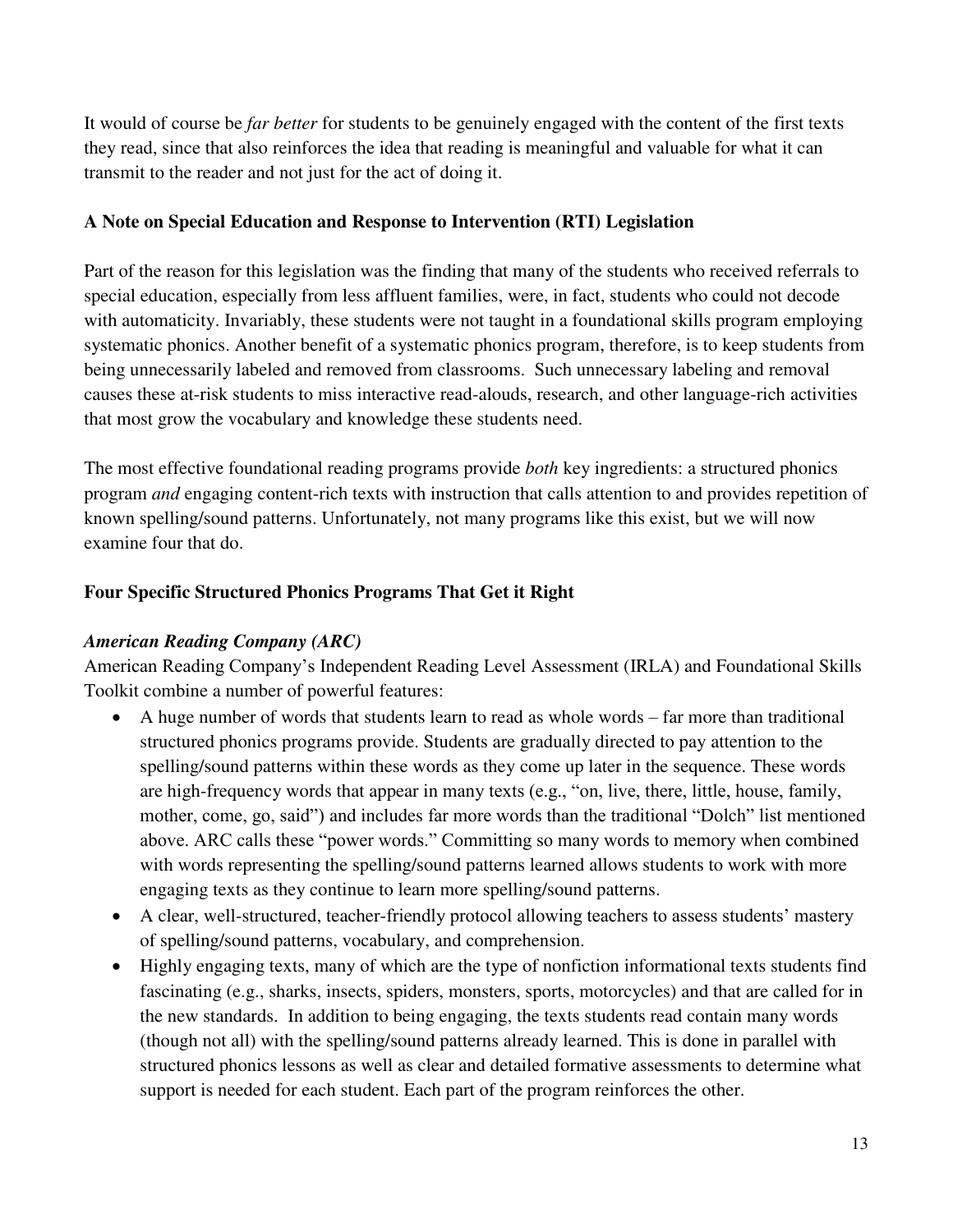It would of course be *far better* for students to be genuinely engaged with the content of the first texts they read, since that also reinforces the idea that reading is meaningful and valuable for what it can transmit to the reader and not just for the act of doing it.

### A Note on Special Education and Response to Intervention (RTI) Legislation

Part of the reason for this legislation was the finding that many of the students who received referrals to special education, especially from less affluent families, were, in fact, students who could not decode with automaticity. Invariably, these students were not taught in a foundational skills program employing systematic phonics. Another benefit of a systematic phonics program, therefore, is to keep students from being unnecessarily labeled and removed from classrooms. Such unnecessary labeling and removal causes these at-risk students to miss interactive read-alouds, research, and other language-rich activities that most grow the vocabulary and knowledge these students need.

The most effective foundational reading programs provide *both* key ingredients: a structured phonics program *and* engaging content-rich texts with instruction that calls attention to and provides repetition of known spelling/sound patterns. Unfortunately, not many programs like this exist, but we will now examine four that do.

### Four Specific Structured Phonics Programs That Get it Right

#### *American Reading Company (ARC)*

American Reading Company's Independent Reading Level Assessment (IRLA) and Foundational Skills Toolkit combine a number of powerful features:

- A huge number of words that students learn to read as whole words – far more than traditional structured phonics programs provide. Students are gradually directed to pay attention to the spelling/sound patterns within these words as they come up later in the sequence. These words are high-frequency words that appear in many texts (e.g., "on, live, there, little, house, family, mother, come, go, said") and includes far more words than the traditional "Dolch" list mentioned above. ARC calls these "power words." Committing so many words to memory when combined with words representing the spelling/sound patterns learned allows students to work with more engaging texts as they continue to learn more spelling/sound patterns.
- A clear, well-structured, teacher-friendly protocol allowing teachers to assess students' mastery of spelling/sound patterns, vocabulary, and comprehension.
- Highly engaging texts, many of which are the type of nonfiction informational texts students find fascinating (e.g., sharks, insects, spiders, monsters, sports, motorcycles) and that are called for in the new standards. In addition to being engaging, the texts students read contain many words (though not all) with the spelling/sound patterns already learned. This is done in parallel with structured phonics lessons as well as clear and detailed formative assessments to determine what support is needed for each student. Each part of the program reinforces the other.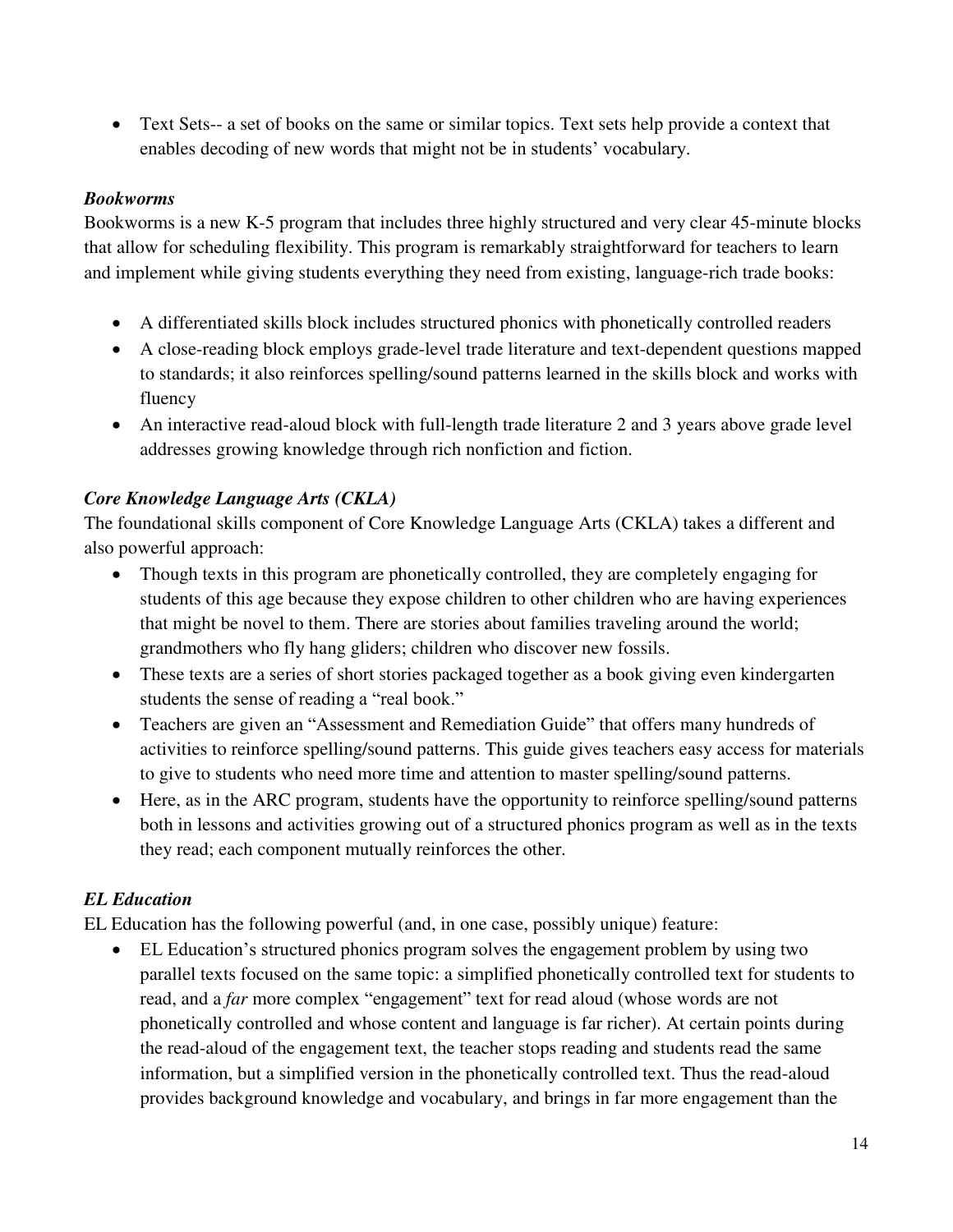- Text Sets-- a set of books on the same or similar topics. Text sets help provide a context that enables decoding of new words that might not be in students' vocabulary.

***Bookworms***

Bookworms is a new K-5 program that includes three highly structured and very clear 45-minute blocks that allow for scheduling flexibility. This program is remarkably straightforward for teachers to learn and implement while giving students everything they need from existing, language-rich trade books:

- A differentiated skills block includes structured phonics with phonetically controlled readers
- A close-reading block employs grade-level trade literature and text-dependent questions mapped to standards; it also reinforces spelling/sound patterns learned in the skills block and works with fluency
- An interactive read-aloud block with full-length trade literature 2 and 3 years above grade level addresses growing knowledge through rich nonfiction and fiction.

***Core Knowledge Language Arts (CKLA)***

The foundational skills component of Core Knowledge Language Arts (CKLA) takes a different and also powerful approach:

- Though texts in this program are phonetically controlled, they are completely engaging for students of this age because they expose children to other children who are having experiences that might be novel to them. There are stories about families traveling around the world; grandmothers who fly hang gliders; children who discover new fossils.
- These texts are a series of short stories packaged together as a book giving even kindergarten students the sense of reading a "real book."
- Teachers are given an "Assessment and Remediation Guide" that offers many hundreds of activities to reinforce spelling/sound patterns. This guide gives teachers easy access for materials to give to students who need more time and attention to master spelling/sound patterns.
- Here, as in the ARC program, students have the opportunity to reinforce spelling/sound patterns both in lessons and activities growing out of a structured phonics program as well as in the texts they read; each component mutually reinforces the other.

***EL Education***

EL Education has the following powerful (and, in one case, possibly unique) feature:

- EL Education's structured phonics program solves the engagement problem by using two parallel texts focused on the same topic: a simplified phonetically controlled text for students to read, and a *far* more complex "engagement" text for read aloud (whose words are not phonetically controlled and whose content and language is far richer). At certain points during the read-aloud of the engagement text, the teacher stops reading and students read the same information, but a simplified version in the phonetically controlled text. Thus the read-aloud provides background knowledge and vocabulary, and brings in far more engagement than the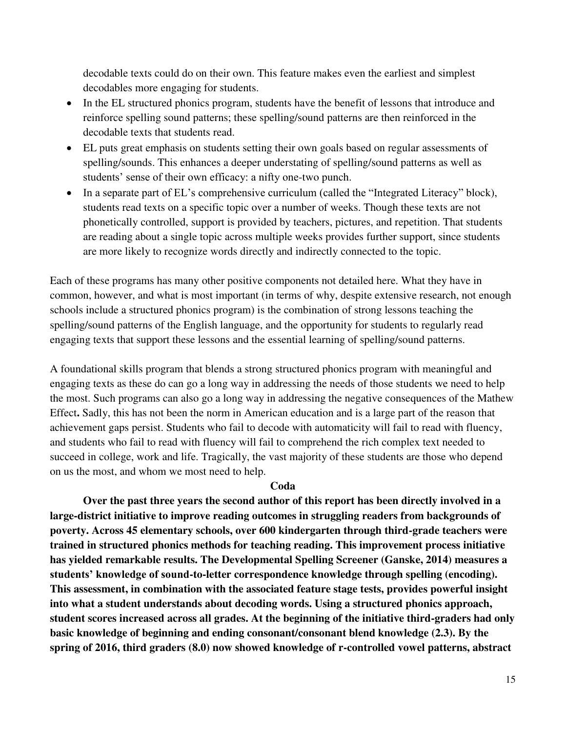decodable texts could do on their own. This feature makes even the earliest and simplest decodables more engaging for students.

- In the EL structured phonics program, students have the benefit of lessons that introduce and reinforce spelling sound patterns; these spelling/sound patterns are then reinforced in the decodable texts that students read.
- EL puts great emphasis on students setting their own goals based on regular assessments of spelling/sounds. This enhances a deeper understating of spelling/sound patterns as well as students' sense of their own efficacy: a nifty one-two punch.
- In a separate part of EL's comprehensive curriculum (called the "Integrated Literacy" block), students read texts on a specific topic over a number of weeks. Though these texts are not phonetically controlled, support is provided by teachers, pictures, and repetition. That students are reading about a single topic across multiple weeks provides further support, since students are more likely to recognize words directly and indirectly connected to the topic.

Each of these programs has many other positive components not detailed here. What they have in common, however, and what is most important (in terms of why, despite extensive research, not enough schools include a structured phonics program) is the combination of strong lessons teaching the spelling/sound patterns of the English language, and the opportunity for students to regularly read engaging texts that support these lessons and the essential learning of spelling/sound patterns.

A foundational skills program that blends a strong structured phonics program with meaningful and engaging texts as these do can go a long way in addressing the needs of those students we need to help the most. Such programs can also go a long way in addressing the negative consequences of the Mathew Effect**.** Sadly, this has not been the norm in American education and is a large part of the reason that achievement gaps persist. Students who fail to decode with automaticity will fail to read with fluency, and students who fail to read with fluency will fail to comprehend the rich complex text needed to succeed in college, work and life. Tragically, the vast majority of these students are those who depend on us the most, and whom we most need to help.

## Coda

**Over the past three years the second author of this report has been directly involved in a large-district initiative to improve reading outcomes in struggling readers from backgrounds of poverty. Across 45 elementary schools, over 600 kindergarten through third-grade teachers were trained in structured phonics methods for teaching reading. This improvement process initiative has yielded remarkable results. The Developmental Spelling Screener (Ganske, 2014) measures a students' knowledge of sound-to-letter correspondence knowledge through spelling (encoding). This assessment, in combination with the associated feature stage tests, provides powerful insight into what a student understands about decoding words. Using a structured phonics approach, student scores increased across all grades. At the beginning of the initiative third-graders had only basic knowledge of beginning and ending consonant/consonant blend knowledge (2.3). By the spring of 2016, third graders (8.0) now showed knowledge of r-controlled vowel patterns, abstract**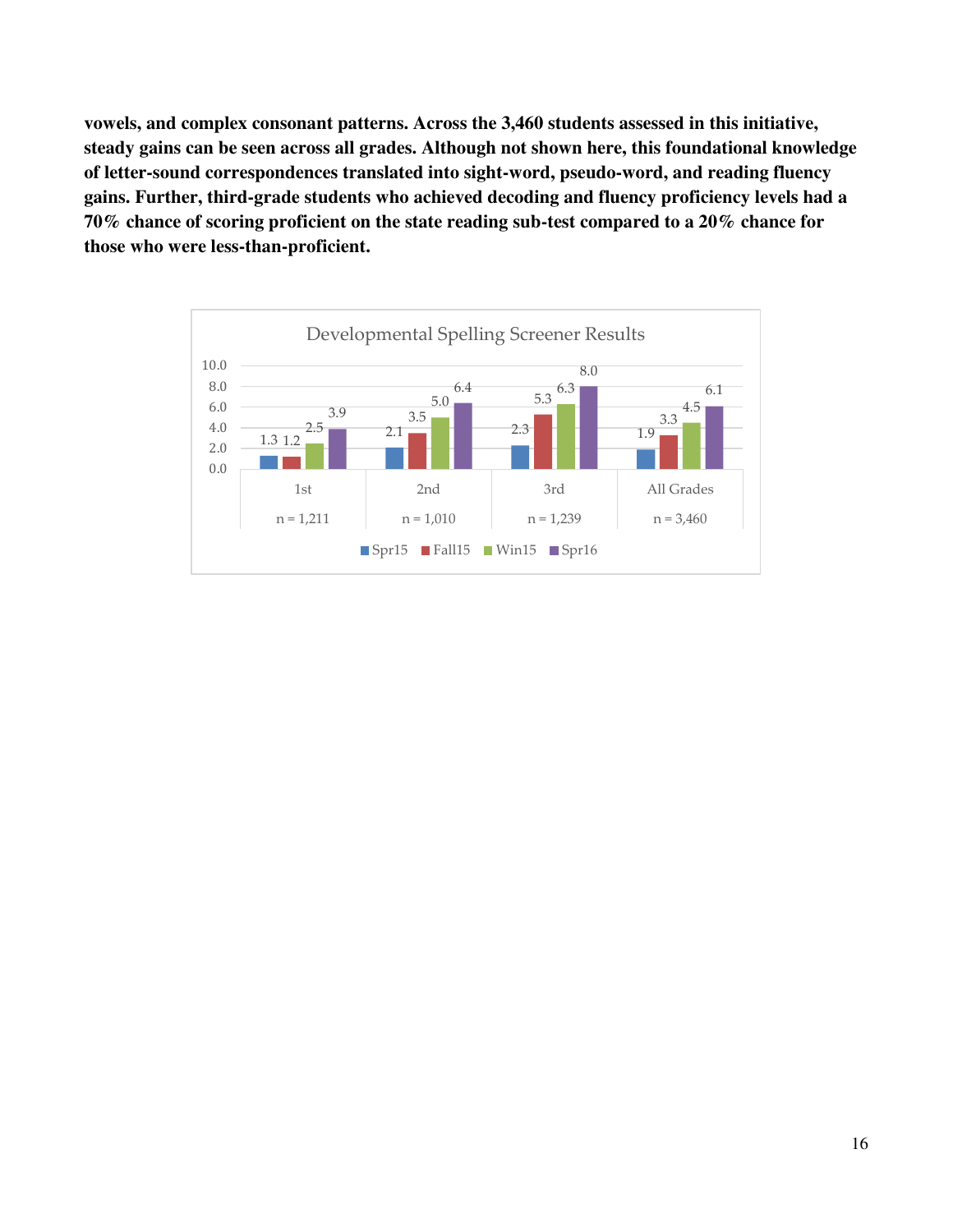**vowels, and complex consonant patterns. Across the 3,460 students assessed in this initiative, steady gains can be seen across all grades. Although not shown here, this foundational knowledge of letter-sound correspondences translated into sight-word, pseudo-word, and reading fluency gains. Further, third-grade students who achieved decoding and fluency proficiency levels had a 70% chance of scoring proficient on the state reading sub-test compared to a 20% chance for those who were less-than-proficient.**

Developmental Spelling Screener Results

| | 1st (n = 1,211) | 2nd (n = 1,010) | 3rd (n = 1,239) | All Grades (n = 3,460) |
|---|---|---|---|---|
| Spr15 | 1.3 | 2.1 | 2.3 | 1.9 |
| Fall15 | 1.2 | 3.5 | 5.3 | 3.3 |
| Win15 | 2.5 | 5.0 | 6.3 | 4.5 |
| Spr16 | 3.9 | 6.4 | 8.0 | 6.1 |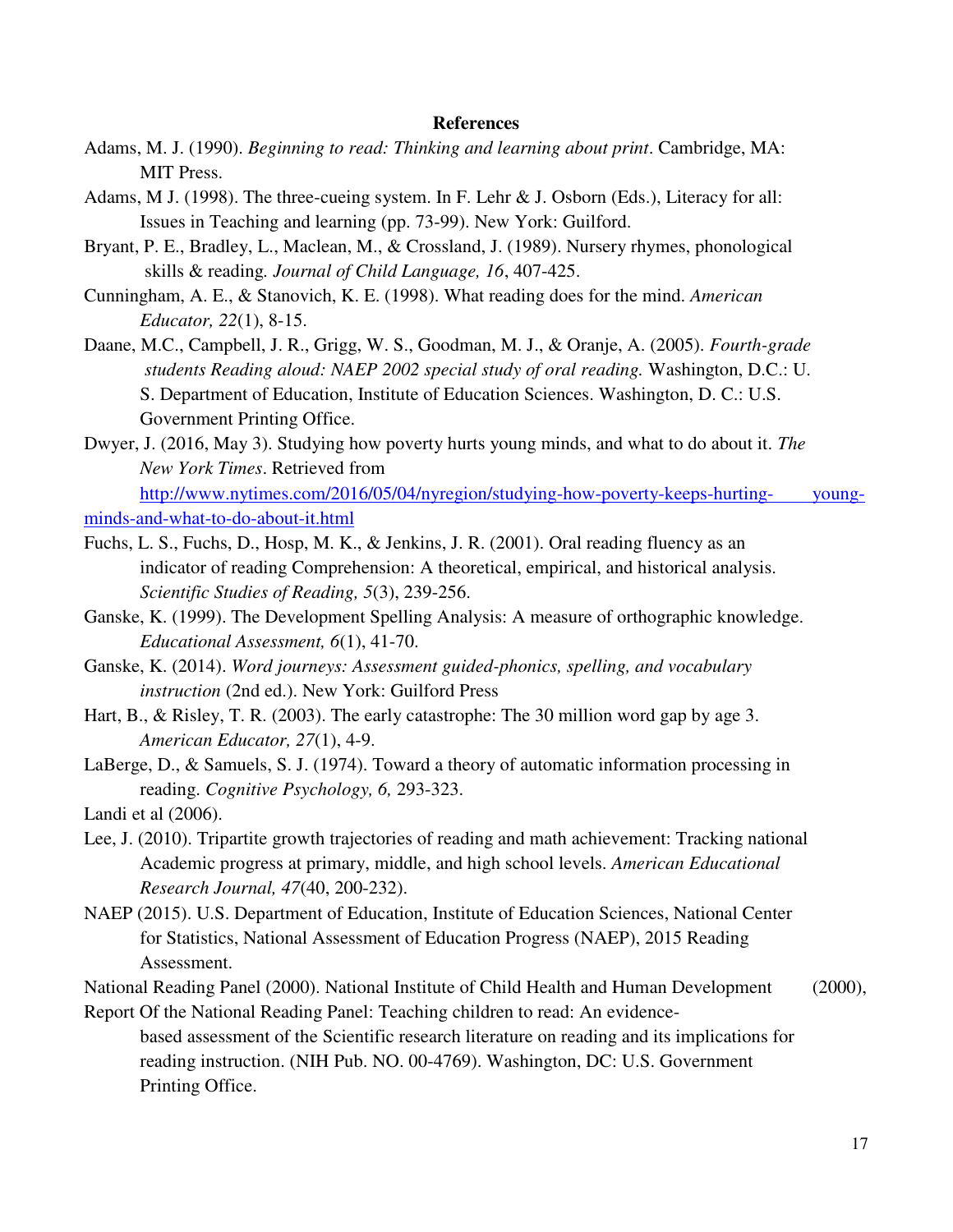**References**

Adams, M. J. (1990). *Beginning to read: Thinking and learning about print*. Cambridge, MA: MIT Press.

Adams, M J. (1998). The three-cueing system. In F. Lehr & J. Osborn (Eds.), Literacy for all: Issues in Teaching and learning (pp. 73-99). New York: Guilford.

Bryant, P. E., Bradley, L., Maclean, M., & Crossland, J. (1989). Nursery rhymes, phonological skills & reading. *Journal of Child Language, 16*, 407-425.

Cunningham, A. E., & Stanovich, K. E. (1998). What reading does for the mind. *American Educator, 22*(1), 8-15.

Daane, M.C., Campbell, J. R., Grigg, W. S., Goodman, M. J., & Oranje, A. (2005). *Fourth-grade students Reading aloud: NAEP 2002 special study of oral reading.* Washington, D.C.: U. S. Department of Education, Institute of Education Sciences. Washington, D. C.: U.S. Government Printing Office.

Dwyer, J. (2016, May 3). Studying how poverty hurts young minds, and what to do about it. *The New York Times*. Retrieved from http://www.nytimes.com/2016/05/04/nyregion/studying-how-poverty-keeps-hurting- young-minds-and-what-to-do-about-it.html

Fuchs, L. S., Fuchs, D., Hosp, M. K., & Jenkins, J. R. (2001). Oral reading fluency as an indicator of reading Comprehension: A theoretical, empirical, and historical analysis. *Scientific Studies of Reading, 5*(3), 239-256.

Ganske, K. (1999). The Development Spelling Analysis: A measure of orthographic knowledge. *Educational Assessment, 6*(1), 41-70.

Ganske, K. (2014). *Word journeys: Assessment guided-phonics, spelling, and vocabulary instruction* (2nd ed.). New York: Guilford Press

Hart, B., & Risley, T. R. (2003). The early catastrophe: The 30 million word gap by age 3. *American Educator, 27*(1), 4-9.

LaBerge, D., & Samuels, S. J. (1974). Toward a theory of automatic information processing in reading. *Cognitive Psychology, 6,* 293-323.

Landi et al (2006).

Lee, J. (2010). Tripartite growth trajectories of reading and math achievement: Tracking national Academic progress at primary, middle, and high school levels. *American Educational Research Journal, 47*(40, 200-232).

NAEP (2015). U.S. Department of Education, Institute of Education Sciences, National Center for Statistics, National Assessment of Education Progress (NAEP), 2015 Reading Assessment.

National Reading Panel (2000). National Institute of Child Health and Human Development (2000), Report Of the National Reading Panel: Teaching children to read: An evidence-based assessment of the Scientific research literature on reading and its implications for reading instruction. (NIH Pub. NO. 00-4769). Washington, DC: U.S. Government Printing Office.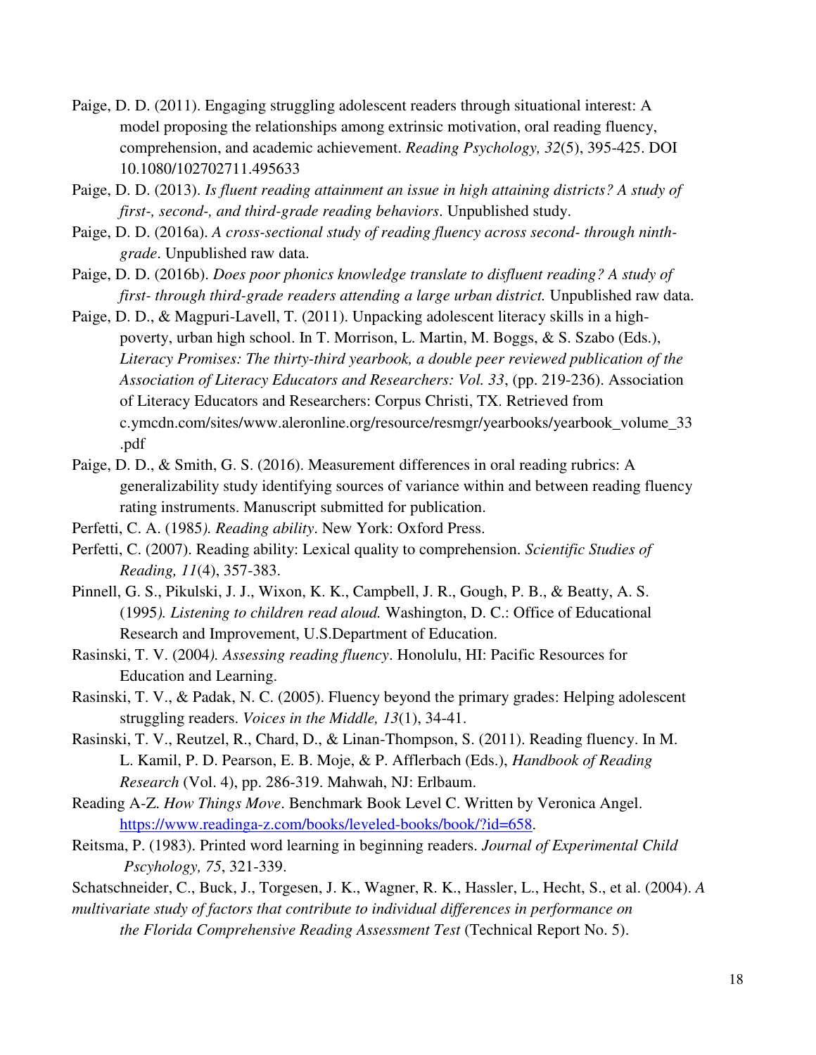Paige, D. D. (2011). Engaging struggling adolescent readers through situational interest: A model proposing the relationships among extrinsic motivation, oral reading fluency, comprehension, and academic achievement. *Reading Psychology, 32*(5), 395-425. DOI 10.1080/102702711.495633

Paige, D. D. (2013). *Is fluent reading attainment an issue in high attaining districts? A study of first-, second-, and third-grade reading behaviors*. Unpublished study.

Paige, D. D. (2016a). *A cross-sectional study of reading fluency across second- through ninth-grade*. Unpublished raw data.

Paige, D. D. (2016b). *Does poor phonics knowledge translate to disfluent reading? A study of first- through third-grade readers attending a large urban district.* Unpublished raw data.

Paige, D. D., & Magpuri-Lavell, T. (2011). Unpacking adolescent literacy skills in a high-poverty, urban high school. In T. Morrison, L. Martin, M. Boggs, & S. Szabo (Eds.), *Literacy Promises: The thirty-third yearbook, a double peer reviewed publication of the Association of Literacy Educators and Researchers: Vol. 33*, (pp. 219-236). Association of Literacy Educators and Researchers: Corpus Christi, TX. Retrieved from c.ymcdn.com/sites/www.aleronline.org/resource/resmgr/yearbooks/yearbook_volume_33.pdf

Paige, D. D., & Smith, G. S. (2016). Measurement differences in oral reading rubrics: A generalizability study identifying sources of variance within and between reading fluency rating instruments. Manuscript submitted for publication.

Perfetti, C. A. (1985*). Reading ability*. New York: Oxford Press.

Perfetti, C. (2007). Reading ability: Lexical quality to comprehension. *Scientific Studies of Reading, 11*(4), 357-383.

Pinnell, G. S., Pikulski, J. J., Wixon, K. K., Campbell, J. R., Gough, P. B., & Beatty, A. S. (1995*). Listening to children read aloud.* Washington, D. C.: Office of Educational Research and Improvement, U.S.Department of Education.

Rasinski, T. V. (2004*). Assessing reading fluency*. Honolulu, HI: Pacific Resources for Education and Learning.

Rasinski, T. V., & Padak, N. C. (2005). Fluency beyond the primary grades: Helping adolescent struggling readers. *Voices in the Middle, 13*(1), 34-41.

Rasinski, T. V., Reutzel, R., Chard, D., & Linan-Thompson, S. (2011). Reading fluency. In M. L. Kamil, P. D. Pearson, E. B. Moje, & P. Afflerbach (Eds.), *Handbook of Reading Research* (Vol. 4), pp. 286-319. Mahwah, NJ: Erlbaum.

Reading A-Z. *How Things Move*. Benchmark Book Level C. Written by Veronica Angel. https://www.readinga-z.com/books/leveled-books/book/?id=658.

Reitsma, P. (1983). Printed word learning in beginning readers. *Journal of Experimental Child Pscyhology, 75*, 321-339.

Schatschneider, C., Buck, J., Torgesen, J. K., Wagner, R. K., Hassler, L., Hecht, S., et al. (2004). *A multivariate study of factors that contribute to individual differences in performance on the Florida Comprehensive Reading Assessment Test* (Technical Report No. 5).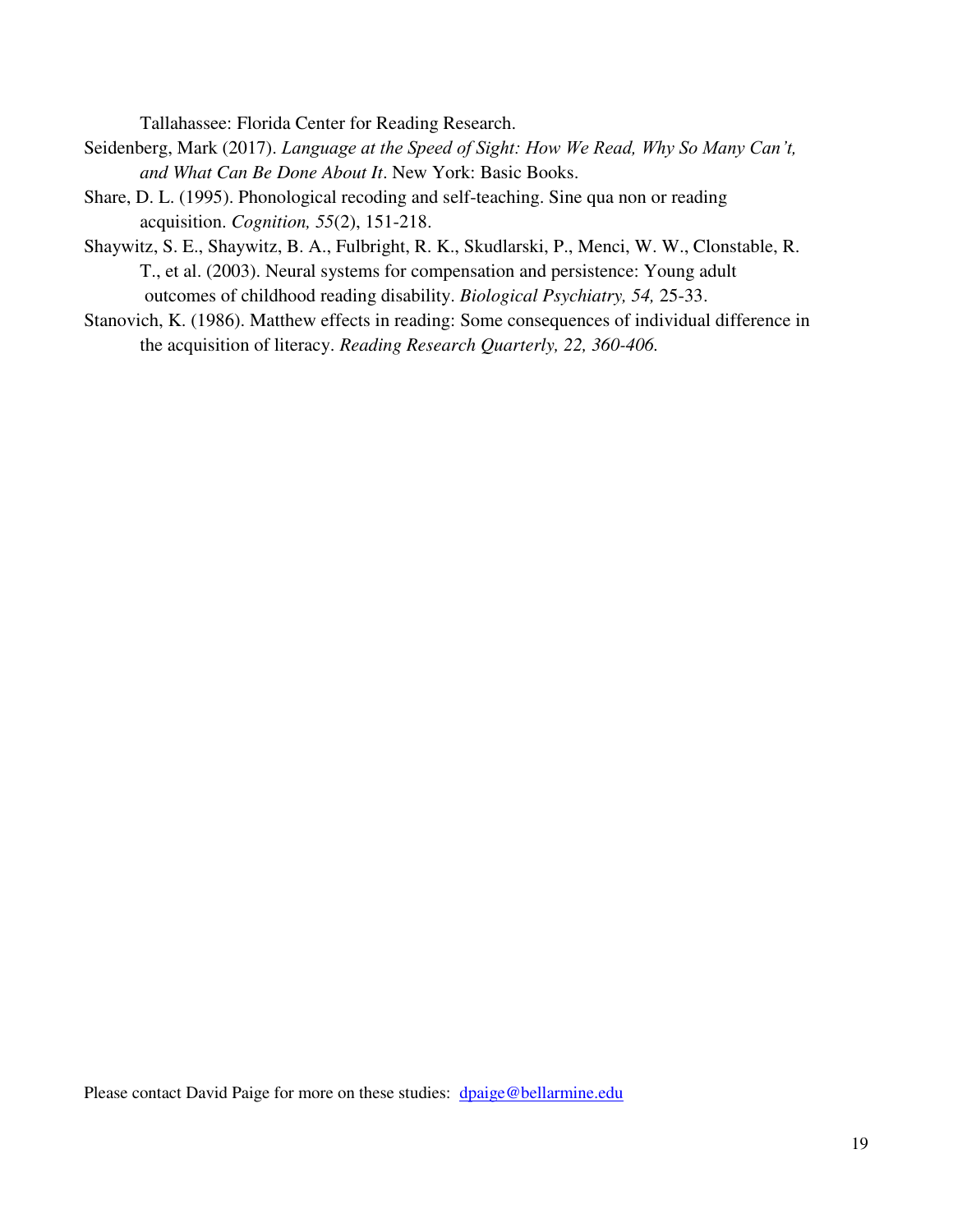Tallahassee: Florida Center for Reading Research.

Seidenberg, Mark (2017). *Language at the Speed of Sight: How We Read, Why So Many Can't, and What Can Be Done About It*. New York: Basic Books.

Share, D. L. (1995). Phonological recoding and self-teaching. Sine qua non or reading acquisition. *Cognition, 55*(2), 151-218.

Shaywitz, S. E., Shaywitz, B. A., Fulbright, R. K., Skudlarski, P., Menci, W. W., Clonstable, R. T., et al. (2003). Neural systems for compensation and persistence: Young adult outcomes of childhood reading disability. *Biological Psychiatry, 54,* 25-33.

Stanovich, K. (1986). Matthew effects in reading: Some consequences of individual difference in the acquisition of literacy. *Reading Research Quarterly, 22, 360-406.*

Please contact David Paige for more on these studies: dpaige@bellarmine.edu